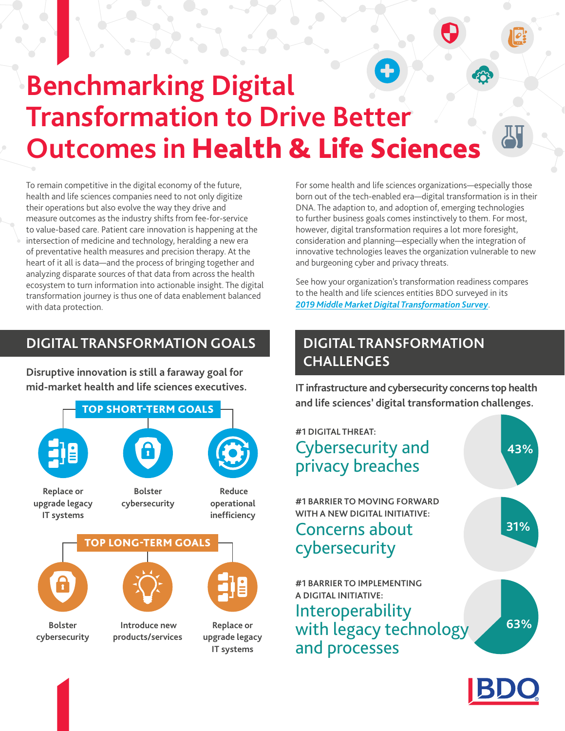# Benchmarking Digital Transformation to Drive Better Outcomes in Health & Life Sciences

To remain competitive in the digital economy of the future, health and life sciences companies need to not only digitize their operations but also evolve the way they drive and measure outcomes as the industry shifts from fee-for-service to value-based care. Patient care innovation is happening at the intersection of medicine and technology, heralding a new era of preventative health measures and precision therapy. At the heart of it all is data—and the process of bringing together and analyzing disparate sources of that data from across the health ecosystem to turn information into actionable insight. The digital transformation journey is thus one of data enablement balanced with data protection.

For some health and life sciences organizations—especially those born out of the tech-enabled era—digital transformation is in their DNA. The adaption to, and adoption of, emerging technologies to further business goals comes instinctively to them. For most, however, digital transformation requires a lot more foresight, consideration and planning—especially when the integration of innovative technologies leaves the organization vulnerable to new and burgeoning cyber and privacy threats.

See how your organization's transformation readiness compares to the health and life sciences entities BDO surveyed in its *2019 Middle Market Digital Transformation Survey*.

## DIGITAL TRANSFORMATION GOALS

**Disruptive innovation is still a faraway goal for mid-market health and life sciences executives.**

### TOP SHORT-TERM GOALS

- Replace or upgrade legacy IT systems
- Bolster cybersecurity
- Reduce operational inefficiency

### TOP LONG-TERM GOALS

- Bolster cybersecurity
- Introduce new products/services
- Replace or upgrade legacy IT systems

## DIGITAL TRANSFORMATION CHALLENGES

**IT infrastructure and cybersecurity concerns top health and life sciences' digital transformation challenges.**

#1 DIGITAL THREAT:
Cybersecurity and privacy breaches — 43%

#1 BARRIER TO MOVING FORWARD WITH A NEW DIGITAL INITIATIVE:
Concerns about cybersecurity — 31%

#1 BARRIER TO IMPLEMENTING A DIGITAL INITIATIVE:
Interoperability with legacy technology and processes — 63%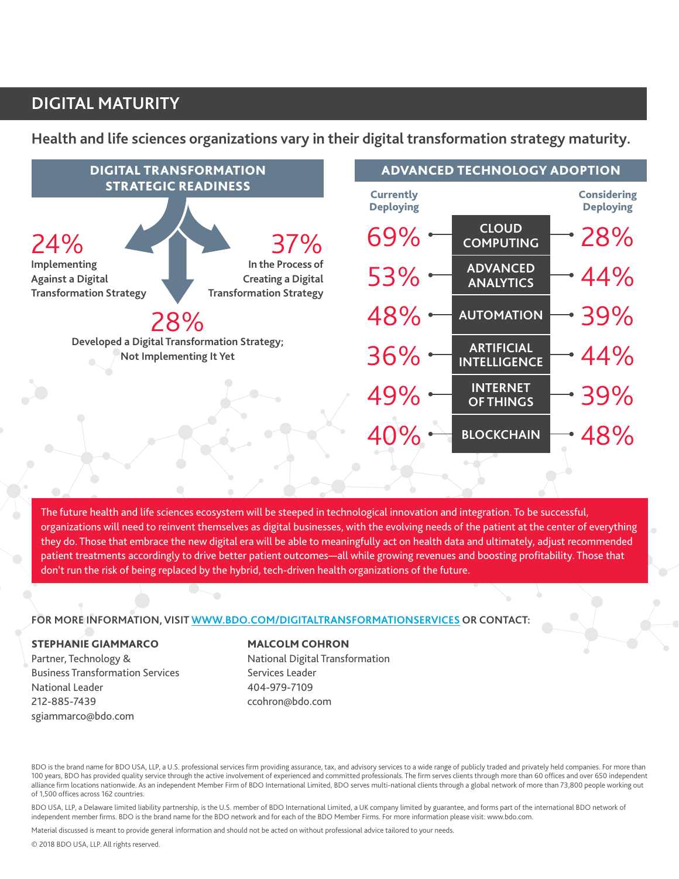## DIGITAL MATURITY

**Health and life sciences organizations vary in their digital transformation strategy maturity.**

### DIGITAL TRANSFORMATION STRATEGIC READINESS

24%
Implementing Against a Digital Transformation Strategy

37%
In the Process of Creating a Digital Transformation Strategy

28%
Developed a Digital Transformation Strategy; Not Implementing It Yet

### ADVANCED TECHNOLOGY ADOPTION

Currently Deploying

Considering Deploying

69% CLOUD COMPUTING 28%

53% ADVANCED ANALYTICS 44%

48% AUTOMATION 39%

36% ARTIFICIAL INTELLIGENCE 44%

49% INTERNET OF THINGS 39%

40% BLOCKCHAIN 48%

The future health and life sciences ecosystem will be steeped in technological innovation and integration. To be successful, organizations will need to reinvent themselves as digital businesses, with the evolving needs of the patient at the center of everything they do. Those that embrace the new digital era will be able to meaningfully act on health data and ultimately, adjust recommended patient treatments accordingly to drive better patient outcomes—all while growing revenues and boosting profitability. Those that don't run the risk of being replaced by the hybrid, tech-driven health organizations of the future.

**FOR MORE INFORMATION, VISIT WWW.BDO.COM/DIGITALTRANSFORMATIONSERVICES OR CONTACT:**

**STEPHANIE GIAMMARCO**
Partner, Technology &
Business Transformation Services
National Leader
212-885-7439
sgiammarco@bdo.com

**MALCOLM COHRON**
National Digital Transformation
Services Leader
404-979-7109
ccohron@bdo.com

BDO is the brand name for BDO USA, LLP, a U.S. professional services firm providing assurance, tax, and advisory services to a wide range of publicly traded and privately held companies. For more than 100 years, BDO has provided quality service through the active involvement of experienced and committed professionals. The firm serves clients through more than 60 offices and over 650 independent alliance firm locations nationwide. As an independent Member Firm of BDO International Limited, BDO serves multi-national clients through a global network of more than 73,800 people working out of 1,500 offices across 162 countries.

BDO USA, LLP, a Delaware limited liability partnership, is the U.S. member of BDO International Limited, a UK company limited by guarantee, and forms part of the international BDO network of independent member firms. BDO is the brand name for the BDO network and for each of the BDO Member Firms. For more information please visit: www.bdo.com.

Material discussed is meant to provide general information and should not be acted on without professional advice tailored to your needs.

© 2018 BDO USA, LLP. All rights reserved.